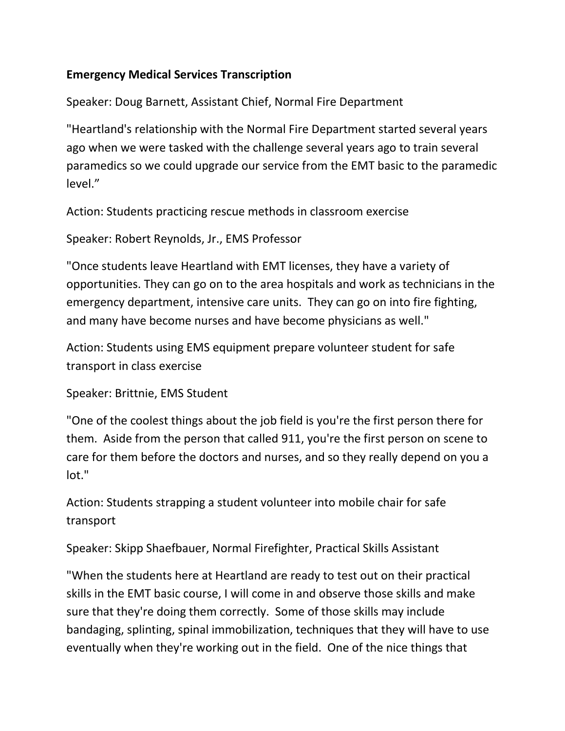**Emergency Medical Services Transcription**

Speaker: Doug Barnett, Assistant Chief, Normal Fire Department

"Heartland's relationship with the Normal Fire Department started several years ago when we were tasked with the challenge several years ago to train several paramedics so we could upgrade our service from the EMT basic to the paramedic level."

Action: Students practicing rescue methods in classroom exercise

Speaker: Robert Reynolds, Jr., EMS Professor

"Once students leave Heartland with EMT licenses, they have a variety of opportunities. They can go on to the area hospitals and work as technicians in the emergency department, intensive care units. They can go on into fire fighting, and many have become nurses and have become physicians as well."

Action: Students using EMS equipment prepare volunteer student for safe transport in class exercise

Speaker: Brittnie, EMS Student

"One of the coolest things about the job field is you're the first person there for them. Aside from the person that called 911, you're the first person on scene to care for them before the doctors and nurses, and so they really depend on you a lot."

Action: Students strapping a student volunteer into mobile chair for safe transport

Speaker: Skipp Shaefbauer, Normal Firefighter, Practical Skills Assistant

"When the students here at Heartland are ready to test out on their practical skills in the EMT basic course, I will come in and observe those skills and make sure that they're doing them correctly. Some of those skills may include bandaging, splinting, spinal immobilization, techniques that they will have to use eventually when they're working out in the field. One of the nice things that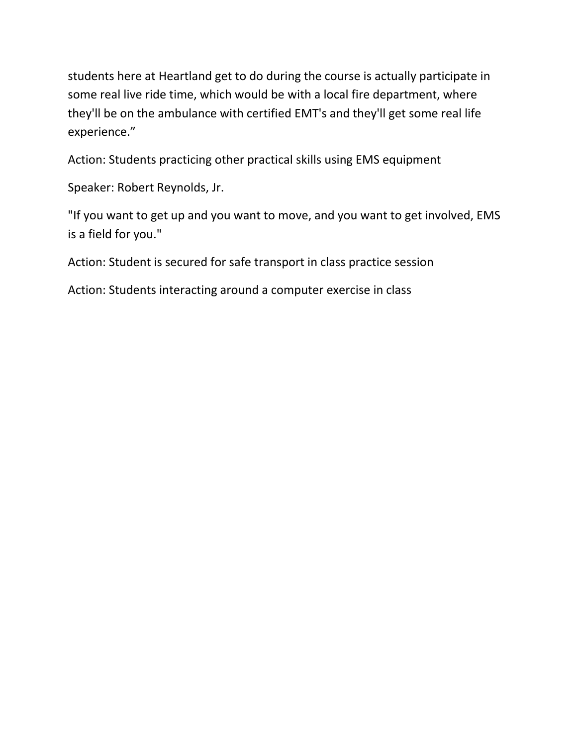students here at Heartland get to do during the course is actually participate in some real live ride time, which would be with a local fire department, where they'll be on the ambulance with certified EMT's and they'll get some real life experience."

Action: Students practicing other practical skills using EMS equipment

Speaker: Robert Reynolds, Jr.

"If you want to get up and you want to move, and you want to get involved, EMS is a field for you."

Action: Student is secured for safe transport in class practice session

Action: Students interacting around a computer exercise in class